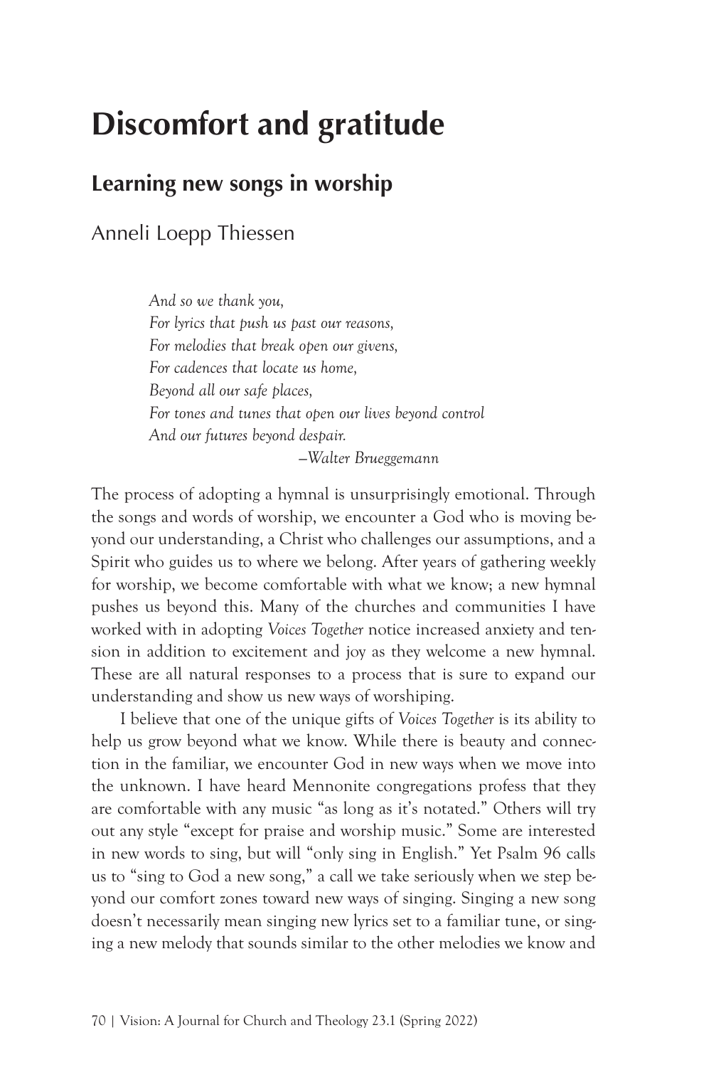# Discomfort and gratitude

## Learning new songs in worship

Anneli Loepp Thiessen

> *And so we thank you,*
> *For lyrics that push us past our reasons,*
> *For melodies that break open our givens,*
> *For cadences that locate us home,*
> *Beyond all our safe places,*
> *For tones and tunes that open our lives beyond control*
> *And our futures beyond despair.*
> —*Walter Brueggemann*

The process of adopting a hymnal is unsurprisingly emotional. Through the songs and words of worship, we encounter a God who is moving beyond our understanding, a Christ who challenges our assumptions, and a Spirit who guides us to where we belong. After years of gathering weekly for worship, we become comfortable with what we know; a new hymnal pushes us beyond this. Many of the churches and communities I have worked with in adopting *Voices Together* notice increased anxiety and tension in addition to excitement and joy as they welcome a new hymnal. These are all natural responses to a process that is sure to expand our understanding and show us new ways of worshiping.

I believe that one of the unique gifts of *Voices Together* is its ability to help us grow beyond what we know. While there is beauty and connection in the familiar, we encounter God in new ways when we move into the unknown. I have heard Mennonite congregations profess that they are comfortable with any music "as long as it's notated." Others will try out any style "except for praise and worship music." Some are interested in new words to sing, but will "only sing in English." Yet Psalm 96 calls us to "sing to God a new song," a call we take seriously when we step beyond our comfort zones toward new ways of singing. Singing a new song doesn't necessarily mean singing new lyrics set to a familiar tune, or singing a new melody that sounds similar to the other melodies we know and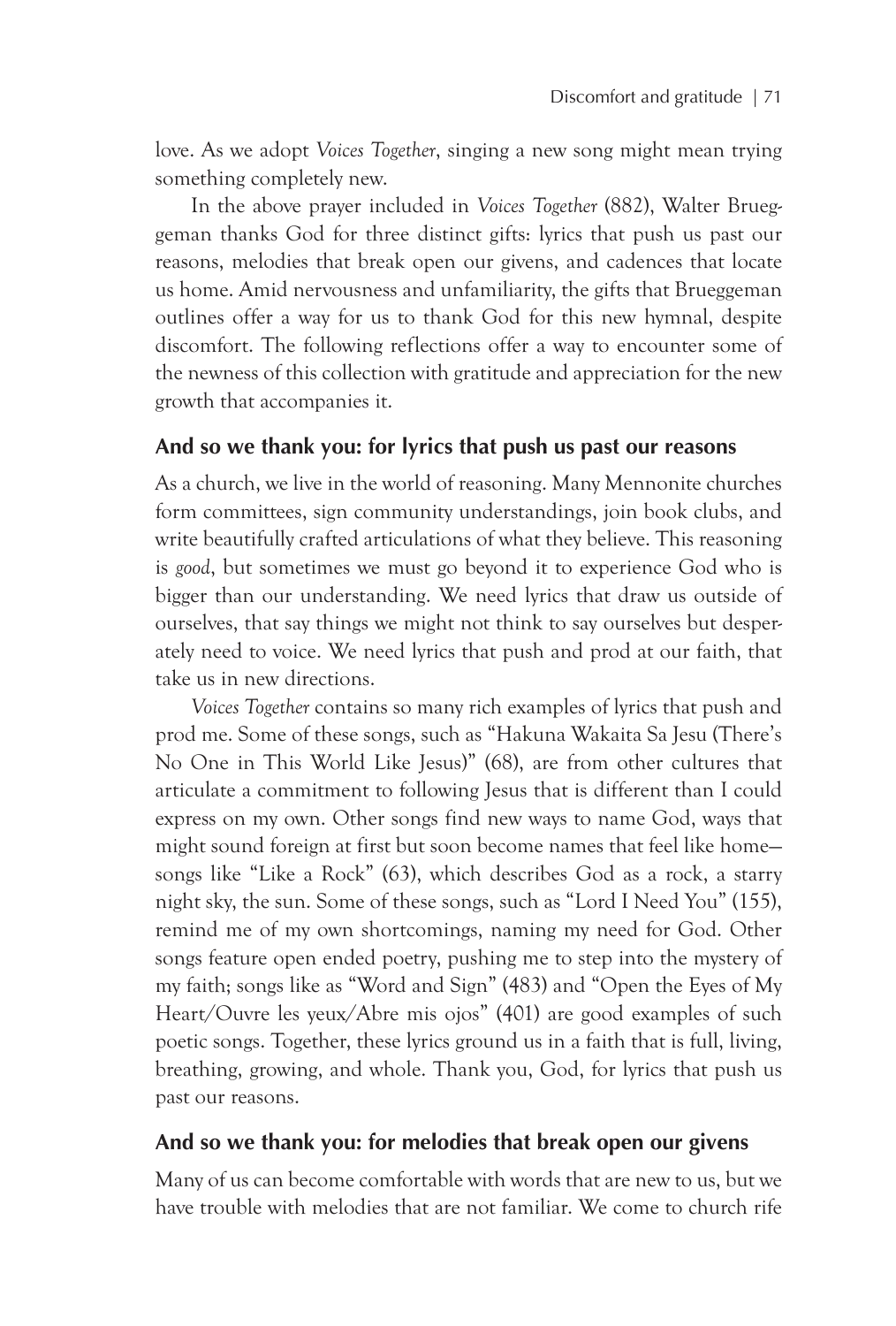love. As we adopt *Voices Together*, singing a new song might mean trying something completely new.

In the above prayer included in *Voices Together* (882), Walter Brueggeman thanks God for three distinct gifts: lyrics that push us past our reasons, melodies that break open our givens, and cadences that locate us home. Amid nervousness and unfamiliarity, the gifts that Brueggeman outlines offer a way for us to thank God for this new hymnal, despite discomfort. The following reflections offer a way to encounter some of the newness of this collection with gratitude and appreciation for the new growth that accompanies it.

## And so we thank you: for lyrics that push us past our reasons

As a church, we live in the world of reasoning. Many Mennonite churches form committees, sign community understandings, join book clubs, and write beautifully crafted articulations of what they believe. This reasoning is *good*, but sometimes we must go beyond it to experience God who is bigger than our understanding. We need lyrics that draw us outside of ourselves, that say things we might not think to say ourselves but desperately need to voice. We need lyrics that push and prod at our faith, that take us in new directions.

*Voices Together* contains so many rich examples of lyrics that push and prod me. Some of these songs, such as "Hakuna Wakaita Sa Jesu (There's No One in This World Like Jesus)" (68), are from other cultures that articulate a commitment to following Jesus that is different than I could express on my own. Other songs find new ways to name God, ways that might sound foreign at first but soon become names that feel like home—songs like "Like a Rock" (63), which describes God as a rock, a starry night sky, the sun. Some of these songs, such as "Lord I Need You" (155), remind me of my own shortcomings, naming my need for God. Other songs feature open ended poetry, pushing me to step into the mystery of my faith; songs like as "Word and Sign" (483) and "Open the Eyes of My Heart/Ouvre les yeux/Abre mis ojos" (401) are good examples of such poetic songs. Together, these lyrics ground us in a faith that is full, living, breathing, growing, and whole. Thank you, God, for lyrics that push us past our reasons.

## And so we thank you: for melodies that break open our givens

Many of us can become comfortable with words that are new to us, but we have trouble with melodies that are not familiar. We come to church rife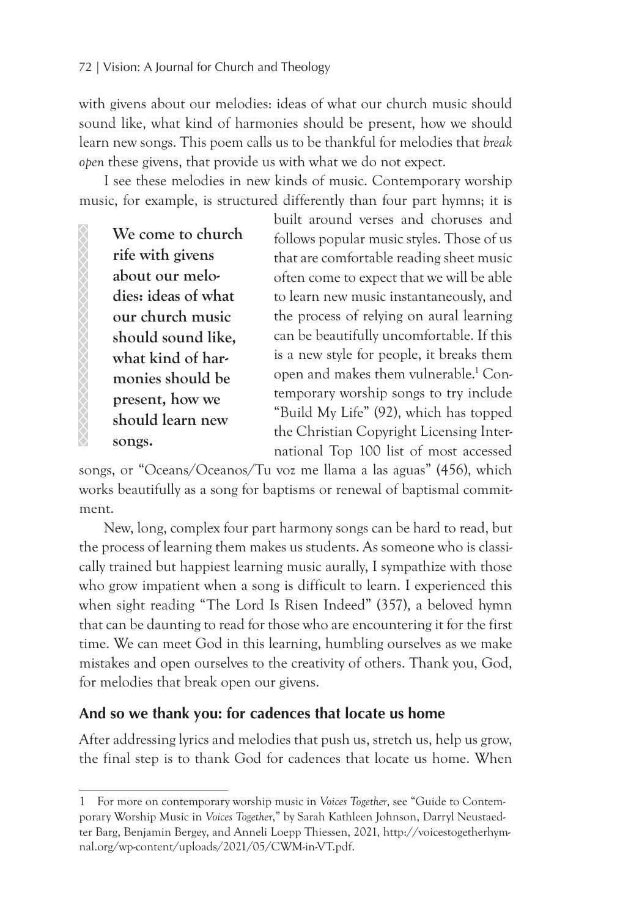with givens about our melodies: ideas of what our church music should sound like, what kind of harmonies should be present, how we should learn new songs. This poem calls us to be thankful for melodies that *break open* these givens, that provide us with what we do not expect.

I see these melodies in new kinds of music. Contemporary worship music, for example, is structured differently than four part hymns; it is built around verses and choruses and follows popular music styles. Those of us that are comfortable reading sheet music often come to expect that we will be able to learn new music instantaneously, and the process of relying on aural learning can be beautifully uncomfortable. If this is a new style for people, it breaks them open and makes them vulnerable.[1] Contemporary worship songs to try include "Build My Life" (92), which has topped the Christian Copyright Licensing International Top 100 list of most accessed songs, or "Oceans/Oceanos/Tu voz me llama a las aguas" (456), which works beautifully as a song for baptisms or renewal of baptismal commitment.

> **We come to church rife with givens about our melodies: ideas of what our church music should sound like, what kind of harmonies should be present, how we should learn new songs.**

New, long, complex four part harmony songs can be hard to read, but the process of learning them makes us students. As someone who is classically trained but happiest learning music aurally, I sympathize with those who grow impatient when a song is difficult to learn. I experienced this when sight reading "The Lord Is Risen Indeed" (357), a beloved hymn that can be daunting to read for those who are encountering it for the first time. We can meet God in this learning, humbling ourselves as we make mistakes and open ourselves to the creativity of others. Thank you, God, for melodies that break open our givens.

## And so we thank you: for cadences that locate us home

After addressing lyrics and melodies that push us, stretch us, help us grow, the final step is to thank God for cadences that locate us home. When

---

1 For more on contemporary worship music in *Voices Together*, see "Guide to Contemporary Worship Music in *Voices Together*," by Sarah Kathleen Johnson, Darryl Neustaedter Barg, Benjamin Bergey, and Anneli Loepp Thiessen, 2021, http://voicestogetherhymnal.org/wp-content/uploads/2021/05/CWM-in-VT.pdf.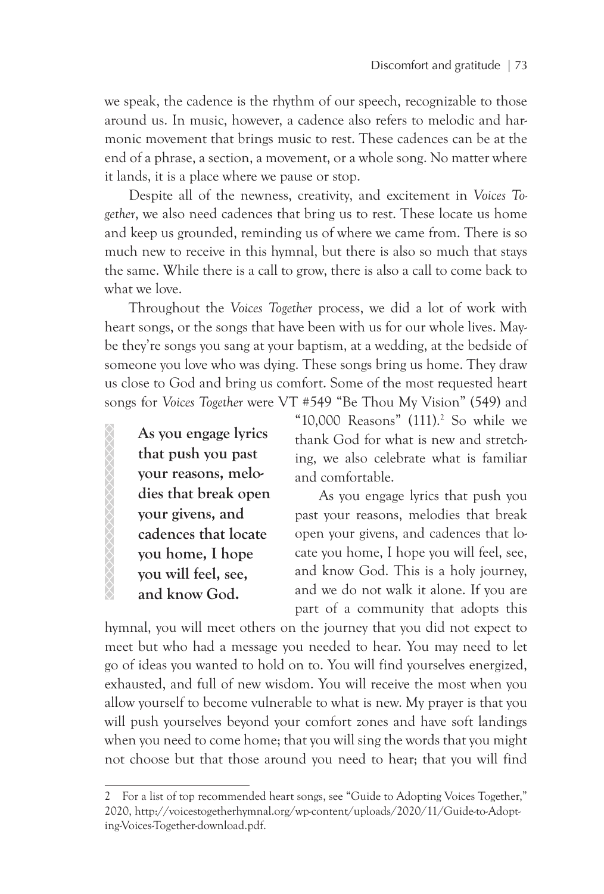we speak, the cadence is the rhythm of our speech, recognizable to those around us. In music, however, a cadence also refers to melodic and harmonic movement that brings music to rest. These cadences can be at the end of a phrase, a section, a movement, or a whole song. No matter where it lands, it is a place where we pause or stop.

Despite all of the newness, creativity, and excitement in *Voices Together*, we also need cadences that bring us to rest. These locate us home and keep us grounded, reminding us of where we came from. There is so much new to receive in this hymnal, but there is also so much that stays the same. While there is a call to grow, there is also a call to come back to what we love.

Throughout the *Voices Together* process, we did a lot of work with heart songs, or the songs that have been with us for our whole lives. Maybe they're songs you sang at your baptism, at a wedding, at the bedside of someone you love who was dying. These songs bring us home. They draw us close to God and bring us comfort. Some of the most requested heart songs for *Voices Together* were VT #549 "Be Thou My Vision" (549) and "10,000 Reasons" (111).[2] So while we thank God for what is new and stretching, we also celebrate what is familiar and comfortable.

> **As you engage lyrics that push you past your reasons, melodies that break open your givens, and cadences that locate you home, I hope you will feel, see, and know God.**

As you engage lyrics that push you past your reasons, melodies that break open your givens, and cadences that locate you home, I hope you will feel, see, and know God. This is a holy journey, and we do not walk it alone. If you are part of a community that adopts this hymnal, you will meet others on the journey that you did not expect to meet but who had a message you needed to hear. You may need to let go of ideas you wanted to hold on to. You will find yourselves energized, exhausted, and full of new wisdom. You will receive the most when you allow yourself to become vulnerable to what is new. My prayer is that you will push yourselves beyond your comfort zones and have soft landings when you need to come home; that you will sing the words that you might not choose but that those around you need to hear; that you will find

---

2 For a list of top recommended heart songs, see "Guide to Adopting Voices Together," 2020, http://voicestogetherhymnal.org/wp-content/uploads/2020/11/Guide-to-Adopting-Voices-Together-download.pdf.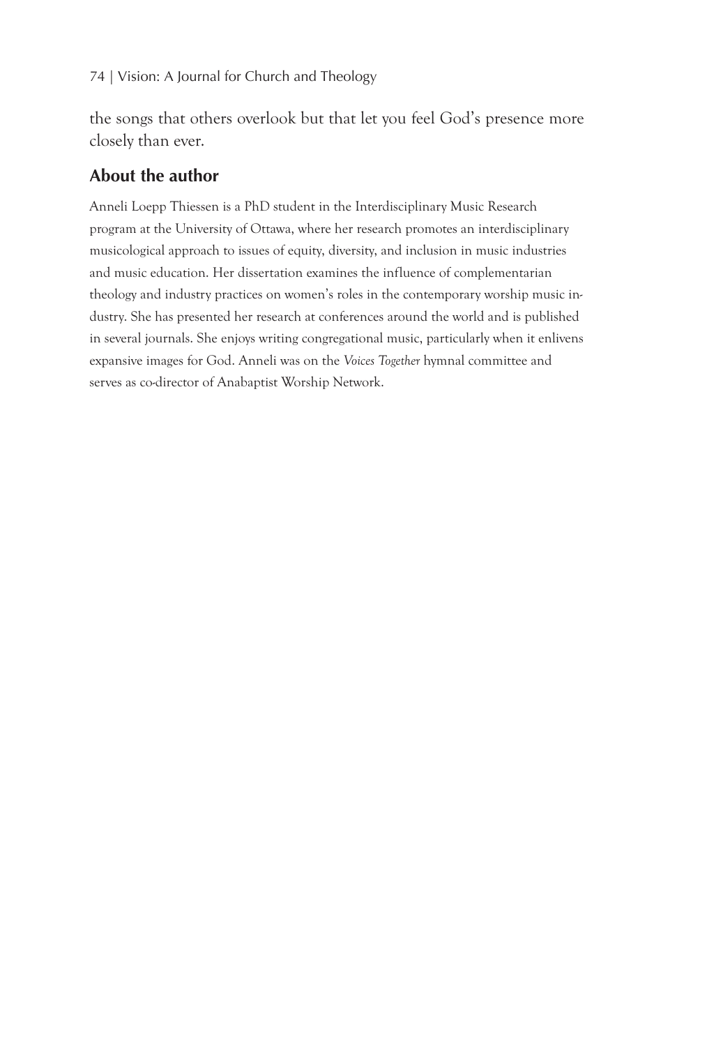the songs that others overlook but that let you feel God's presence more closely than ever.

## About the author

Anneli Loepp Thiessen is a PhD student in the Interdisciplinary Music Research program at the University of Ottawa, where her research promotes an interdisciplinary musicological approach to issues of equity, diversity, and inclusion in music industries and music education. Her dissertation examines the influence of complementarian theology and industry practices on women's roles in the contemporary worship music industry. She has presented her research at conferences around the world and is published in several journals. She enjoys writing congregational music, particularly when it enlivens expansive images for God. Anneli was on the *Voices Together* hymnal committee and serves as co-director of Anabaptist Worship Network.